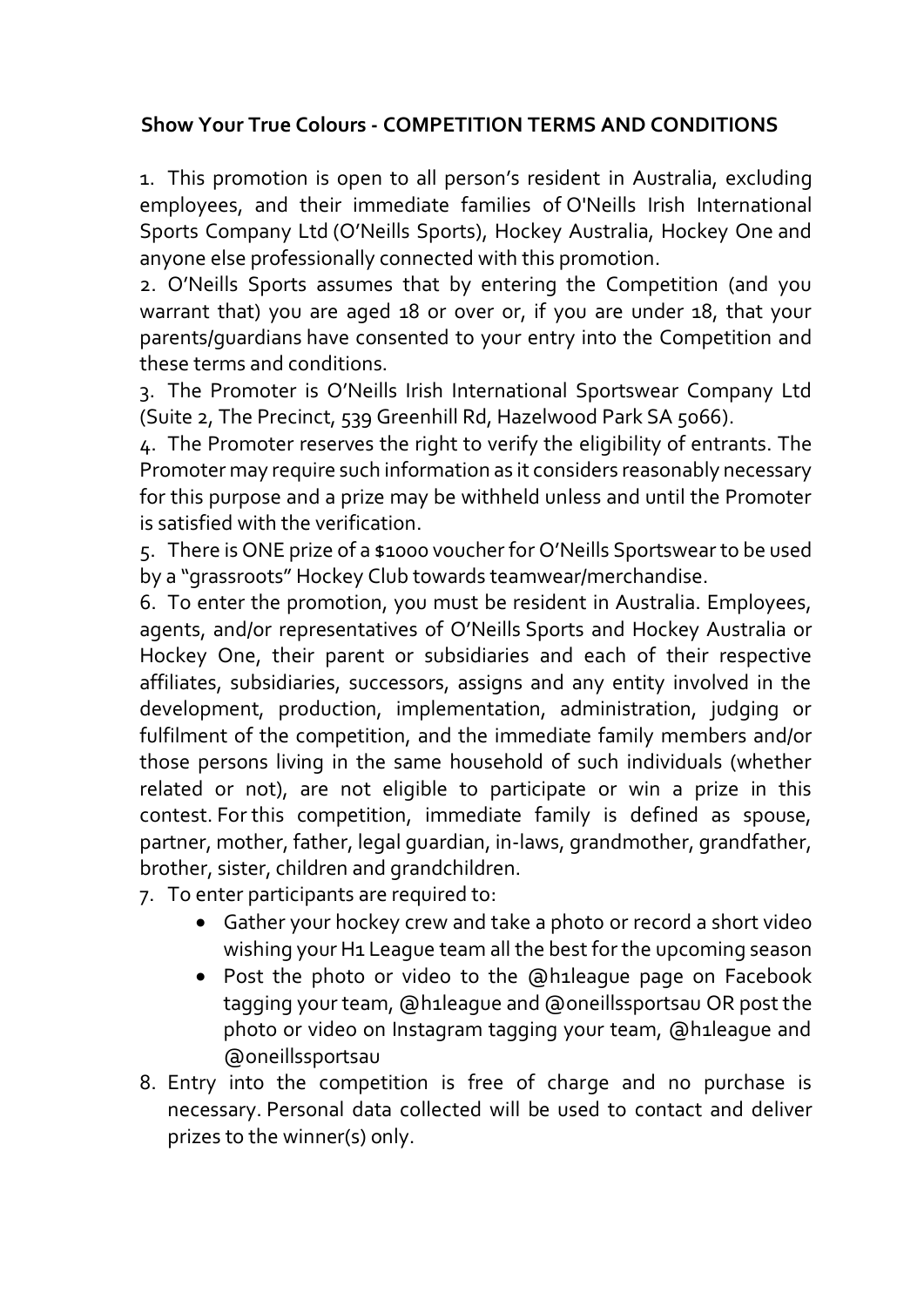## Show Your True Colours - COMPETITION TERMS AND CONDITIONS

1. This promotion is open to all person's resident in Australia, excluding employees, and their immediate families of O'Neills Irish International Sports Company Ltd (O'Neills Sports), Hockey Australia, Hockey One and anyone else professionally connected with this promotion.
2. O'Neills Sports assumes that by entering the Competition (and you warrant that) you are aged 18 or over or, if you are under 18, that your parents/guardians have consented to your entry into the Competition and these terms and conditions.
3. The Promoter is O'Neills Irish International Sportswear Company Ltd (Suite 2, The Precinct, 539 Greenhill Rd, Hazelwood Park SA 5066).
4. The Promoter reserves the right to verify the eligibility of entrants. The Promoter may require such information as it considers reasonably necessary for this purpose and a prize may be withheld unless and until the Promoter is satisfied with the verification.
5. There is ONE prize of a $1000 voucher for O'Neills Sportswear to be used by a "grassroots" Hockey Club towards teamwear/merchandise.
6. To enter the promotion, you must be resident in Australia. Employees, agents, and/or representatives of O'Neills Sports and Hockey Australia or Hockey One, their parent or subsidiaries and each of their respective affiliates, subsidiaries, successors, assigns and any entity involved in the development, production, implementation, administration, judging or fulfilment of the competition, and the immediate family members and/or those persons living in the same household of such individuals (whether related or not), are not eligible to participate or win a prize in this contest. For this competition, immediate family is defined as spouse, partner, mother, father, legal guardian, in-laws, grandmother, grandfather, brother, sister, children and grandchildren.
7. To enter participants are required to:
   - Gather your hockey crew and take a photo or record a short video wishing your H1 League team all the best for the upcoming season
   - Post the photo or video to the @h1league page on Facebook tagging your team, @h1league and @oneillssportsau OR post the photo or video on Instagram tagging your team, @h1league and @oneillssportsau
8. Entry into the competition is free of charge and no purchase is necessary. Personal data collected will be used to contact and deliver prizes to the winner(s) only.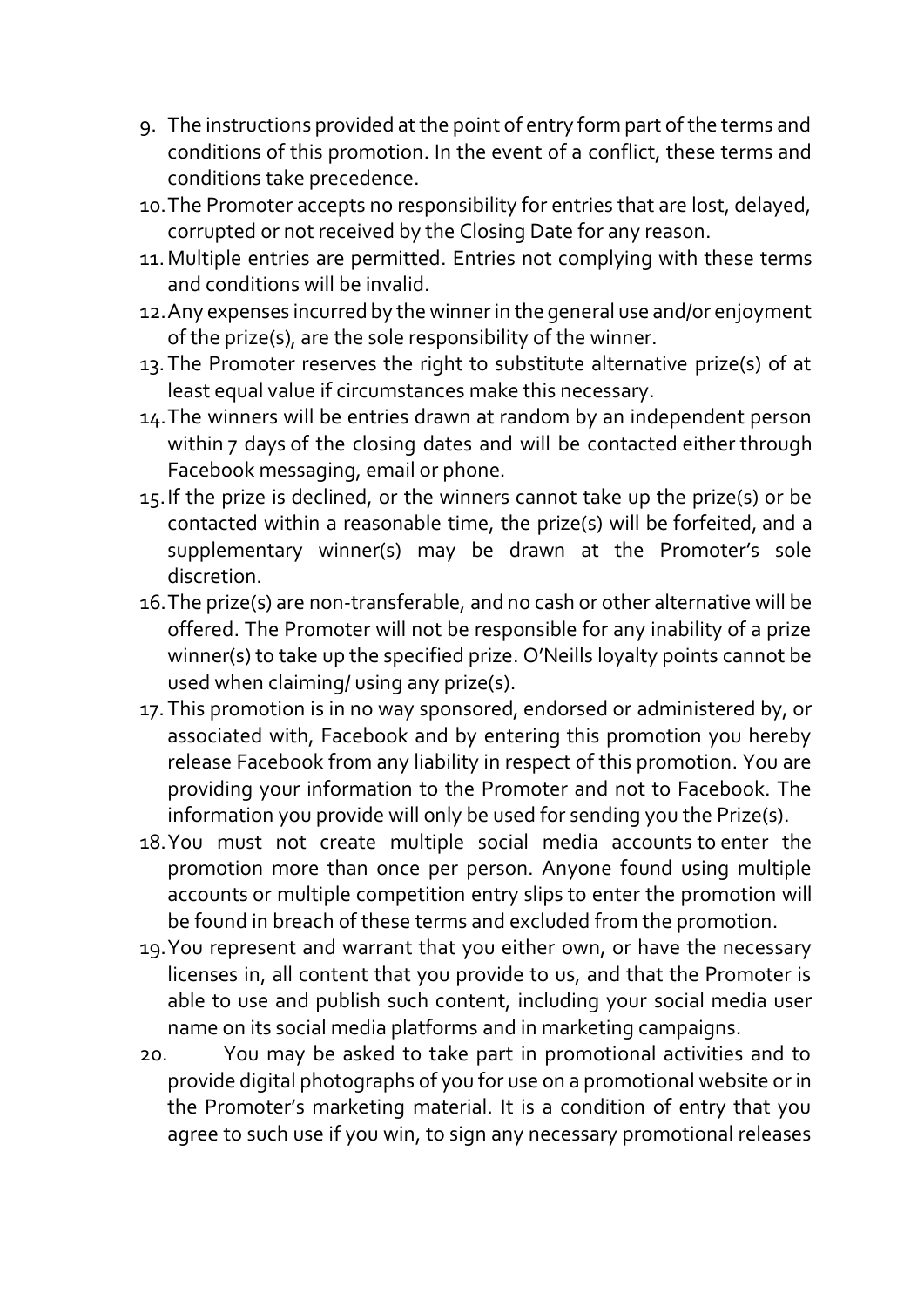9. The instructions provided at the point of entry form part of the terms and conditions of this promotion. In the event of a conflict, these terms and conditions take precedence.
10. The Promoter accepts no responsibility for entries that are lost, delayed, corrupted or not received by the Closing Date for any reason.
11. Multiple entries are permitted. Entries not complying with these terms and conditions will be invalid.
12. Any expenses incurred by the winner in the general use and/or enjoyment of the prize(s), are the sole responsibility of the winner.
13. The Promoter reserves the right to substitute alternative prize(s) of at least equal value if circumstances make this necessary.
14. The winners will be entries drawn at random by an independent person within 7 days of the closing dates and will be contacted either through Facebook messaging, email or phone.
15. If the prize is declined, or the winners cannot take up the prize(s) or be contacted within a reasonable time, the prize(s) will be forfeited, and a supplementary winner(s) may be drawn at the Promoter's sole discretion.
16. The prize(s) are non-transferable, and no cash or other alternative will be offered. The Promoter will not be responsible for any inability of a prize winner(s) to take up the specified prize. O'Neills loyalty points cannot be used when claiming/ using any prize(s).
17. This promotion is in no way sponsored, endorsed or administered by, or associated with, Facebook and by entering this promotion you hereby release Facebook from any liability in respect of this promotion. You are providing your information to the Promoter and not to Facebook. The information you provide will only be used for sending you the Prize(s).
18. You must not create multiple social media accounts to enter the promotion more than once per person. Anyone found using multiple accounts or multiple competition entry slips to enter the promotion will be found in breach of these terms and excluded from the promotion.
19. You represent and warrant that you either own, or have the necessary licenses in, all content that you provide to us, and that the Promoter is able to use and publish such content, including your social media user name on its social media platforms and in marketing campaigns.
20. You may be asked to take part in promotional activities and to provide digital photographs of you for use on a promotional website or in the Promoter's marketing material. It is a condition of entry that you agree to such use if you win, to sign any necessary promotional releases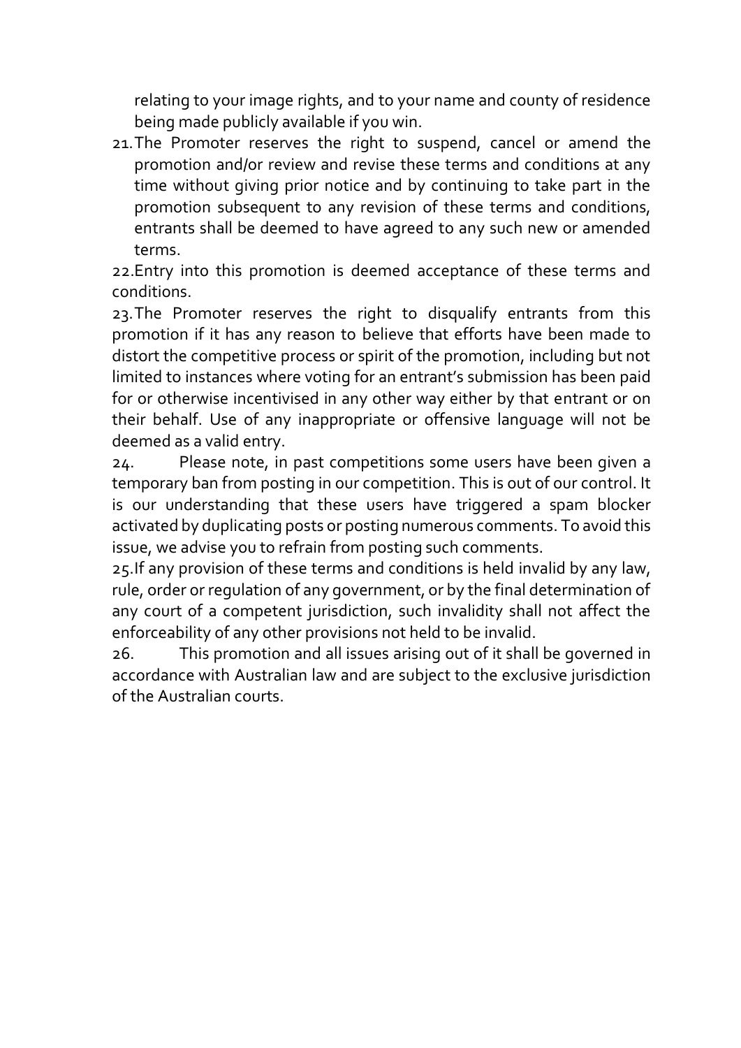relating to your image rights, and to your name and county of residence being made publicly available if you win.

21. The Promoter reserves the right to suspend, cancel or amend the promotion and/or review and revise these terms and conditions at any time without giving prior notice and by continuing to take part in the promotion subsequent to any revision of these terms and conditions, entrants shall be deemed to have agreed to any such new or amended terms.

22. Entry into this promotion is deemed acceptance of these terms and conditions.

23. The Promoter reserves the right to disqualify entrants from this promotion if it has any reason to believe that efforts have been made to distort the competitive process or spirit of the promotion, including but not limited to instances where voting for an entrant's submission has been paid for or otherwise incentivised in any other way either by that entrant or on their behalf. Use of any inappropriate or offensive language will not be deemed as a valid entry.

24. Please note, in past competitions some users have been given a temporary ban from posting in our competition. This is out of our control. It is our understanding that these users have triggered a spam blocker activated by duplicating posts or posting numerous comments. To avoid this issue, we advise you to refrain from posting such comments.

25. If any provision of these terms and conditions is held invalid by any law, rule, order or regulation of any government, or by the final determination of any court of a competent jurisdiction, such invalidity shall not affect the enforceability of any other provisions not held to be invalid.

26. This promotion and all issues arising out of it shall be governed in accordance with Australian law and are subject to the exclusive jurisdiction of the Australian courts.